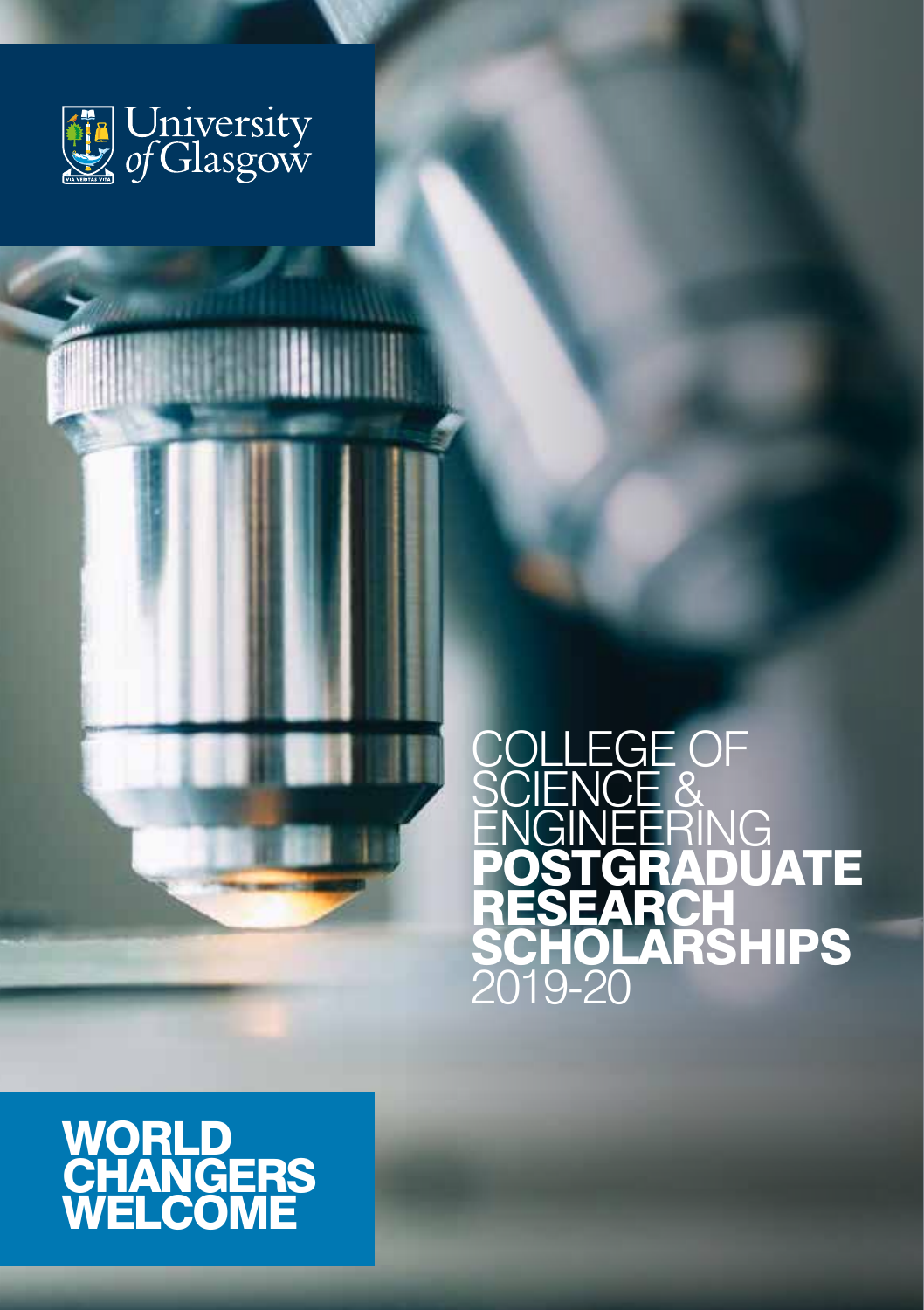University of Glasgow

VIA VERITAS VITA

# COLLEGE OF SCIENCE & ENGINEERING **POSTGRADUATE RESEARCH SCHOLARSHIPS** 2019-20

**WORLD CHANGERS WELCOME**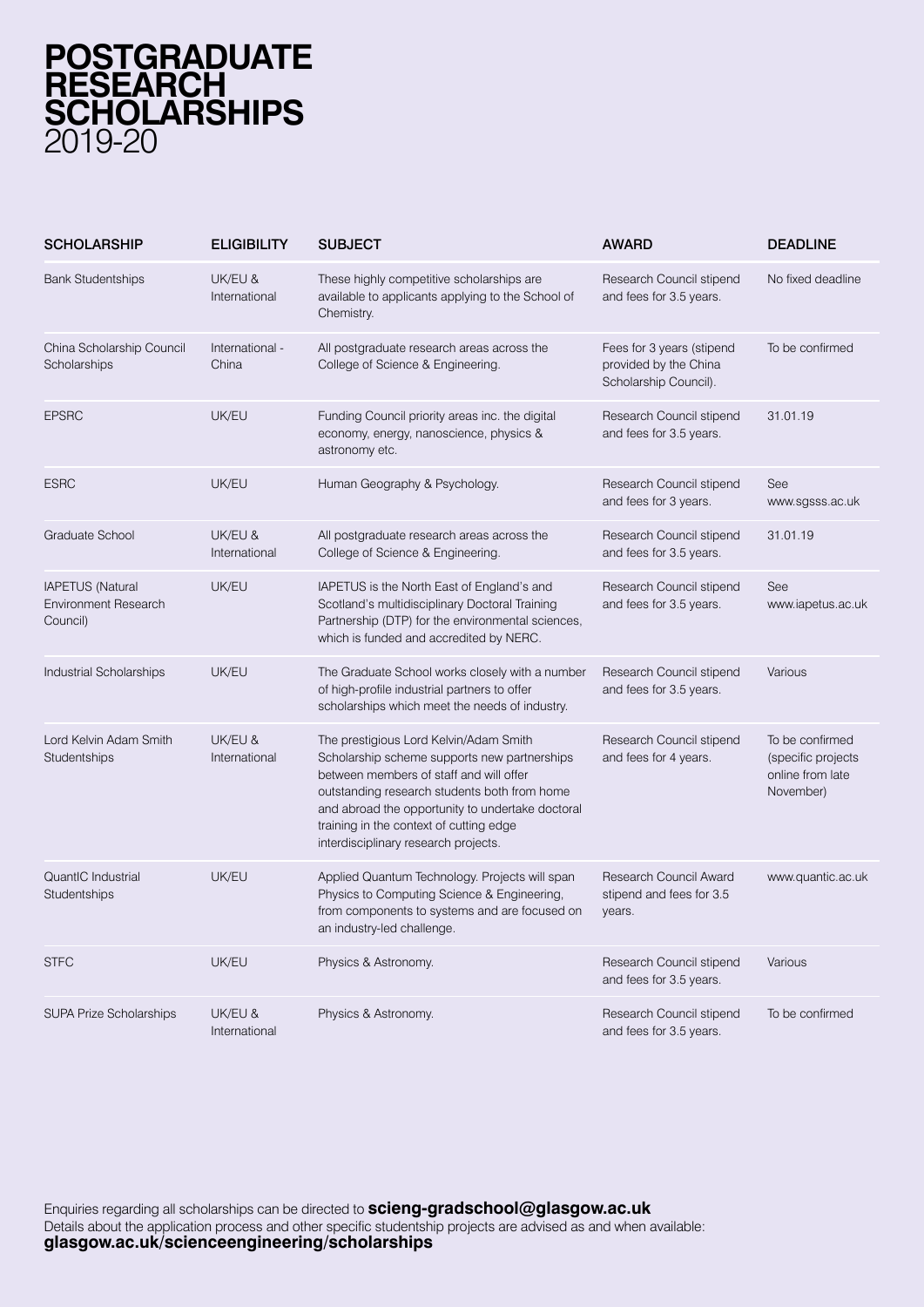# POSTGRADUATE RESEARCH SCHOLARSHIPS
2019-20

| SCHOLARSHIP | ELIGIBILITY | SUBJECT | AWARD | DEADLINE |
|---|---|---|---|---|
| Bank Studentships | UK/EU & International | These highly competitive scholarships are available to applicants applying to the School of Chemistry. | Research Council stipend and fees for 3.5 years. | No fixed deadline |
| China Scholarship Council Scholarships | International - China | All postgraduate research areas across the College of Science & Engineering. | Fees for 3 years (stipend provided by the China Scholarship Council). | To be confirmed |
| EPSRC | UK/EU | Funding Council priority areas inc. the digital economy, energy, nanoscience, physics & astronomy etc. | Research Council stipend and fees for 3.5 years. | 31.01.19 |
| ESRC | UK/EU | Human Geography & Psychology. | Research Council stipend and fees for 3 years. | See www.sgsss.ac.uk |
| Graduate School | UK/EU & International | All postgraduate research areas across the College of Science & Engineering. | Research Council stipend and fees for 3.5 years. | 31.01.19 |
| IAPETUS (Natural Environment Research Council) | UK/EU | IAPETUS is the North East of England's and Scotland's multidisciplinary Doctoral Training Partnership (DTP) for the environmental sciences, which is funded and accredited by NERC. | Research Council stipend and fees for 3.5 years. | See www.iapetus.ac.uk |
| Industrial Scholarships | UK/EU | The Graduate School works closely with a number of high-profile industrial partners to offer scholarships which meet the needs of industry. | Research Council stipend and fees for 3.5 years. | Various |
| Lord Kelvin Adam Smith Studentships | UK/EU & International | The prestigious Lord Kelvin/Adam Smith Scholarship scheme supports new partnerships between members of staff and will offer outstanding research students both from home and abroad the opportunity to undertake doctoral training in the context of cutting edge interdisciplinary research projects. | Research Council stipend and fees for 4 years. | To be confirmed (specific projects online from late November) |
| QuantIC Industrial Studentships | UK/EU | Applied Quantum Technology. Projects will span Physics to Computing Science & Engineering, from components to systems and are focused on an industry-led challenge. | Research Council Award stipend and fees for 3.5 years. | www.quantic.ac.uk |
| STFC | UK/EU | Physics & Astronomy. | Research Council stipend and fees for 3.5 years. | Various |
| SUPA Prize Scholarships | UK/EU & International | Physics & Astronomy. | Research Council stipend and fees for 3.5 years. | To be confirmed |

Enquiries regarding all scholarships can be directed to **scieng-gradschool@glasgow.ac.uk**
Details about the application process and other specific studentship projects are advised as and when available:
**glasgow.ac.uk/scienceengineering/scholarships**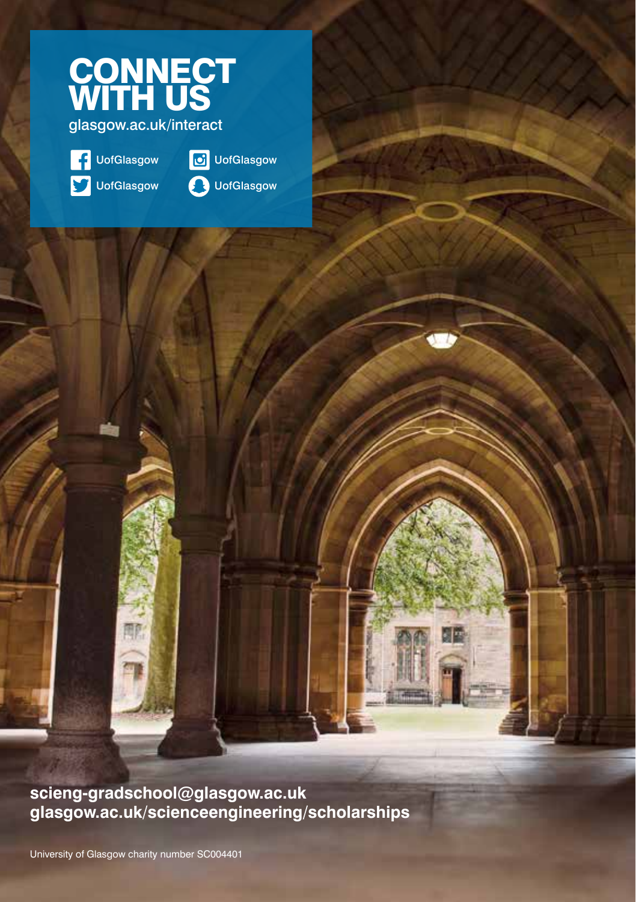# CONNECT WITH US

glasgow.ac.uk/interact

UofGlasgow

UofGlasgow

UofGlasgow

UofGlasgow

**scieng-gradschool@glasgow.ac.uk**
**glasgow.ac.uk/scienceengineering/scholarships**

University of Glasgow charity number SC004401